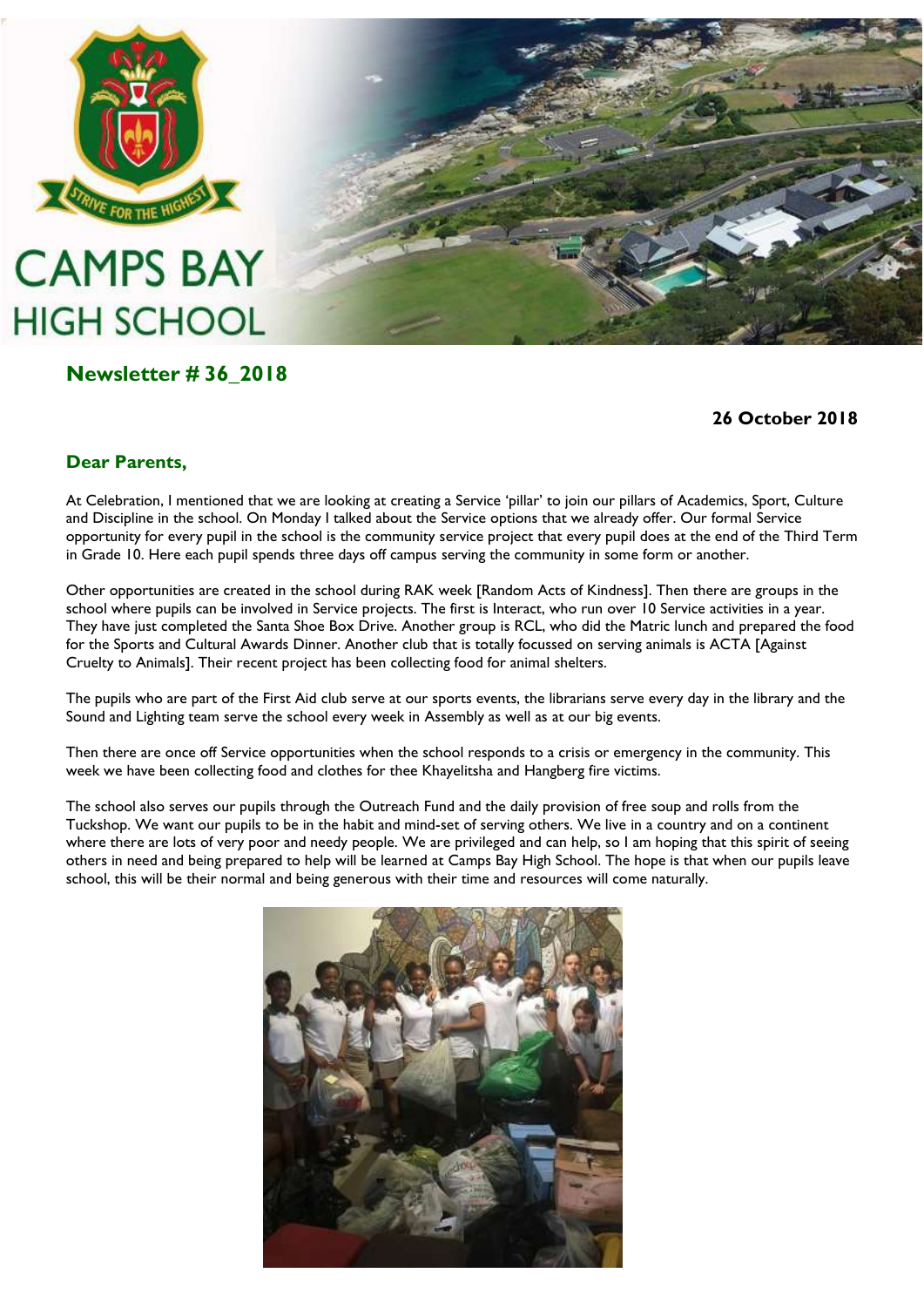# CAMPS BAY HIGH SCHOOL

## Newsletter # 36_2018

**26 October 2018**

### Dear Parents,

At Celebration, I mentioned that we are looking at creating a Service 'pillar' to join our pillars of Academics, Sport, Culture and Discipline in the school. On Monday I talked about the Service options that we already offer. Our formal Service opportunity for every pupil in the school is the community service project that every pupil does at the end of the Third Term in Grade 10. Here each pupil spends three days off campus serving the community in some form or another.

Other opportunities are created in the school during RAK week [Random Acts of Kindness]. Then there are groups in the school where pupils can be involved in Service projects. The first is Interact, who run over 10 Service activities in a year. They have just completed the Santa Shoe Box Drive. Another group is RCL, who did the Matric lunch and prepared the food for the Sports and Cultural Awards Dinner. Another club that is totally focussed on serving animals is ACTA [Against Cruelty to Animals]. Their recent project has been collecting food for animal shelters.

The pupils who are part of the First Aid club serve at our sports events, the librarians serve every day in the library and the Sound and Lighting team serve the school every week in Assembly as well as at our big events.

Then there are once off Service opportunities when the school responds to a crisis or emergency in the community. This week we have been collecting food and clothes for thee Khayelitsha and Hangberg fire victims.

The school also serves our pupils through the Outreach Fund and the daily provision of free soup and rolls from the Tuckshop. We want our pupils to be in the habit and mind-set of serving others. We live in a country and on a continent where there are lots of very poor and needy people. We are privileged and can help, so I am hoping that this spirit of seeing others in need and being prepared to help will be learned at Camps Bay High School. The hope is that when our pupils leave school, this will be their normal and being generous with their time and resources will come naturally.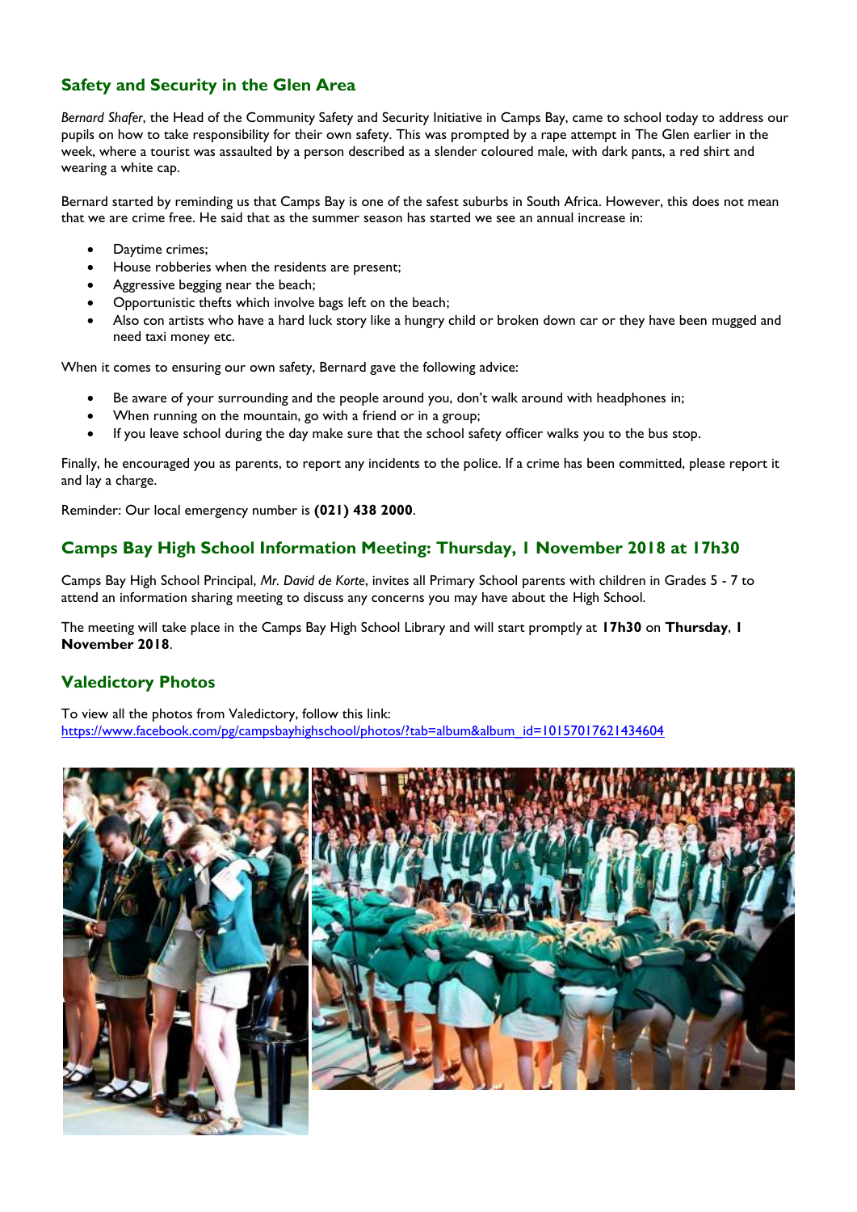## Safety and Security in the Glen Area

*Bernard Shafer*, the Head of the Community Safety and Security Initiative in Camps Bay, came to school today to address our pupils on how to take responsibility for their own safety. This was prompted by a rape attempt in The Glen earlier in the week, where a tourist was assaulted by a person described as a slender coloured male, with dark pants, a red shirt and wearing a white cap.

Bernard started by reminding us that Camps Bay is one of the safest suburbs in South Africa. However, this does not mean that we are crime free. He said that as the summer season has started we see an annual increase in:

- Daytime crimes;
- House robberies when the residents are present;
- Aggressive begging near the beach;
- Opportunistic thefts which involve bags left on the beach;
- Also con artists who have a hard luck story like a hungry child or broken down car or they have been mugged and need taxi money etc.

When it comes to ensuring our own safety, Bernard gave the following advice:

- Be aware of your surrounding and the people around you, don't walk around with headphones in;
- When running on the mountain, go with a friend or in a group;
- If you leave school during the day make sure that the school safety officer walks you to the bus stop.

Finally, he encouraged you as parents, to report any incidents to the police. If a crime has been committed, please report it and lay a charge.

Reminder: Our local emergency number is **(021) 438 2000**.

## Camps Bay High School Information Meeting: Thursday, 1 November 2018 at 17h30

Camps Bay High School Principal, *Mr. David de Korte*, invites all Primary School parents with children in Grades 5 - 7 to attend an information sharing meeting to discuss any concerns you may have about the High School.

The meeting will take place in the Camps Bay High School Library and will start promptly at **17h30** on **Thursday**, **1 November 2018**.

## Valedictory Photos

To view all the photos from Valedictory, follow this link:
https://www.facebook.com/pg/campsbayhighschool/photos/?tab=album&album_id=10157017621434604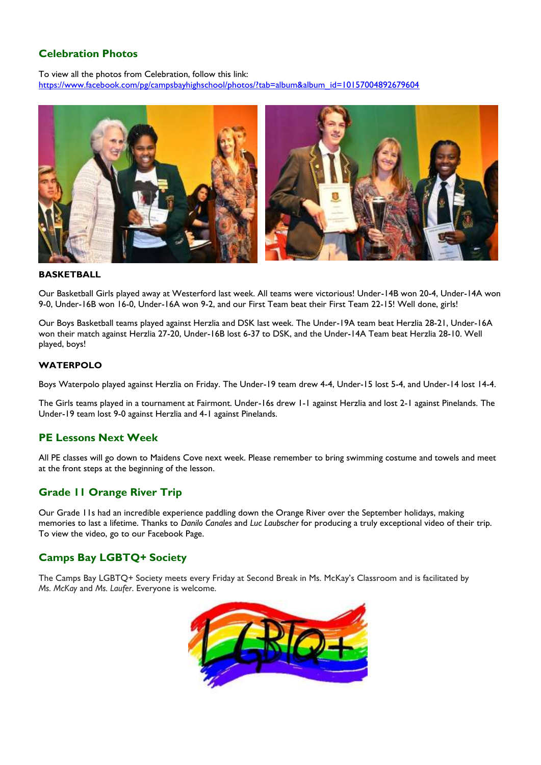## Celebration Photos

To view all the photos from Celebration, follow this link:
https://www.facebook.com/pg/campsbayhighschool/photos/?tab=album&album_id=10157004892679604

**BASKETBALL**

Our Basketball Girls played away at Westerford last week. All teams were victorious! Under-14B won 20-4, Under-14A won 9-0, Under-16B won 16-0, Under-16A won 9-2, and our First Team beat their First Team 22-15! Well done, girls!

Our Boys Basketball teams played against Herzlia and DSK last week. The Under-19A team beat Herzlia 28-21, Under-16A won their match against Herzlia 27-20, Under-16B lost 6-37 to DSK, and the Under-14A Team beat Herzlia 28-10. Well played, boys!

**WATERPOLO**

Boys Waterpolo played against Herzlia on Friday. The Under-19 team drew 4-4, Under-15 lost 5-4, and Under-14 lost 14-4.

The Girls teams played in a tournament at Fairmont. Under-16s drew 1-1 against Herzlia and lost 2-1 against Pinelands. The Under-19 team lost 9-0 against Herzlia and 4-1 against Pinelands.

## PE Lessons Next Week

All PE classes will go down to Maidens Cove next week. Please remember to bring swimming costume and towels and meet at the front steps at the beginning of the lesson.

## Grade 11 Orange River Trip

Our Grade 11s had an incredible experience paddling down the Orange River over the September holidays, making memories to last a lifetime. Thanks to *Danilo Canales* and *Luc Laubscher* for producing a truly exceptional video of their trip. To view the video, go to our Facebook Page.

## Camps Bay LGBTQ+ Society

The Camps Bay LGBTQ+ Society meets every Friday at Second Break in Ms. McKay's Classroom and is facilitated by *Ms. McKay* and *Ms. Laufer*. Everyone is welcome.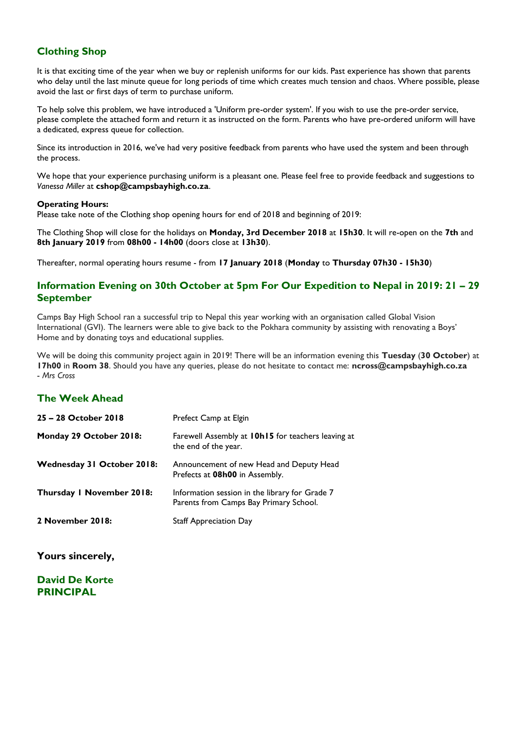## Clothing Shop

It is that exciting time of the year when we buy or replenish uniforms for our kids. Past experience has shown that parents who delay until the last minute queue for long periods of time which creates much tension and chaos. Where possible, please avoid the last or first days of term to purchase uniform.

To help solve this problem, we have introduced a 'Uniform pre-order system'. If you wish to use the pre-order service, please complete the attached form and return it as instructed on the form. Parents who have pre-ordered uniform will have a dedicated, express queue for collection.

Since its introduction in 2016, we've had very positive feedback from parents who have used the system and been through the process.

We hope that your experience purchasing uniform is a pleasant one. Please feel free to provide feedback and suggestions to *Vanessa Miller* at **cshop@campsbayhigh.co.za**.

**Operating Hours:**
Please take note of the Clothing shop opening hours for end of 2018 and beginning of 2019:

The Clothing Shop will close for the holidays on **Monday, 3rd December 2018** at **15h30**. It will re-open on the **7th** and **8th January 2019** from **08h00 - 14h00** (doors close at **13h30**).

Thereafter, normal operating hours resume - from **17 January 2018** (**Monday** to **Thursday 07h30 - 15h30**)

## Information Evening on 30th October at 5pm For Our Expedition to Nepal in 2019: 21 – 29 September

Camps Bay High School ran a successful trip to Nepal this year working with an organisation called Global Vision International (GVI). The learners were able to give back to the Pokhara community by assisting with renovating a Boys' Home and by donating toys and educational supplies.

We will be doing this community project again in 2019! There will be an information evening this **Tuesday** (**30 October**) at **17h00** in **Room 38**. Should you have any queries, please do not hesitate to contact me: **ncross@campsbayhigh.co.za**
*- Mrs Cross*

## The Week Ahead

| | |
|---|---|
| **25 – 28 October 2018** | Prefect Camp at Elgin |
| **Monday 29 October 2018:** | Farewell Assembly at **10h15** for teachers leaving at the end of the year. |
| **Wednesday 31 October 2018:** | Announcement of new Head and Deputy Head Prefects at **08h00** in Assembly. |
| **Thursday 1 November 2018:** | Information session in the library for Grade 7 Parents from Camps Bay Primary School. |
| **2 November 2018:** | Staff Appreciation Day |

**Yours sincerely,**

**David De Korte**
**PRINCIPAL**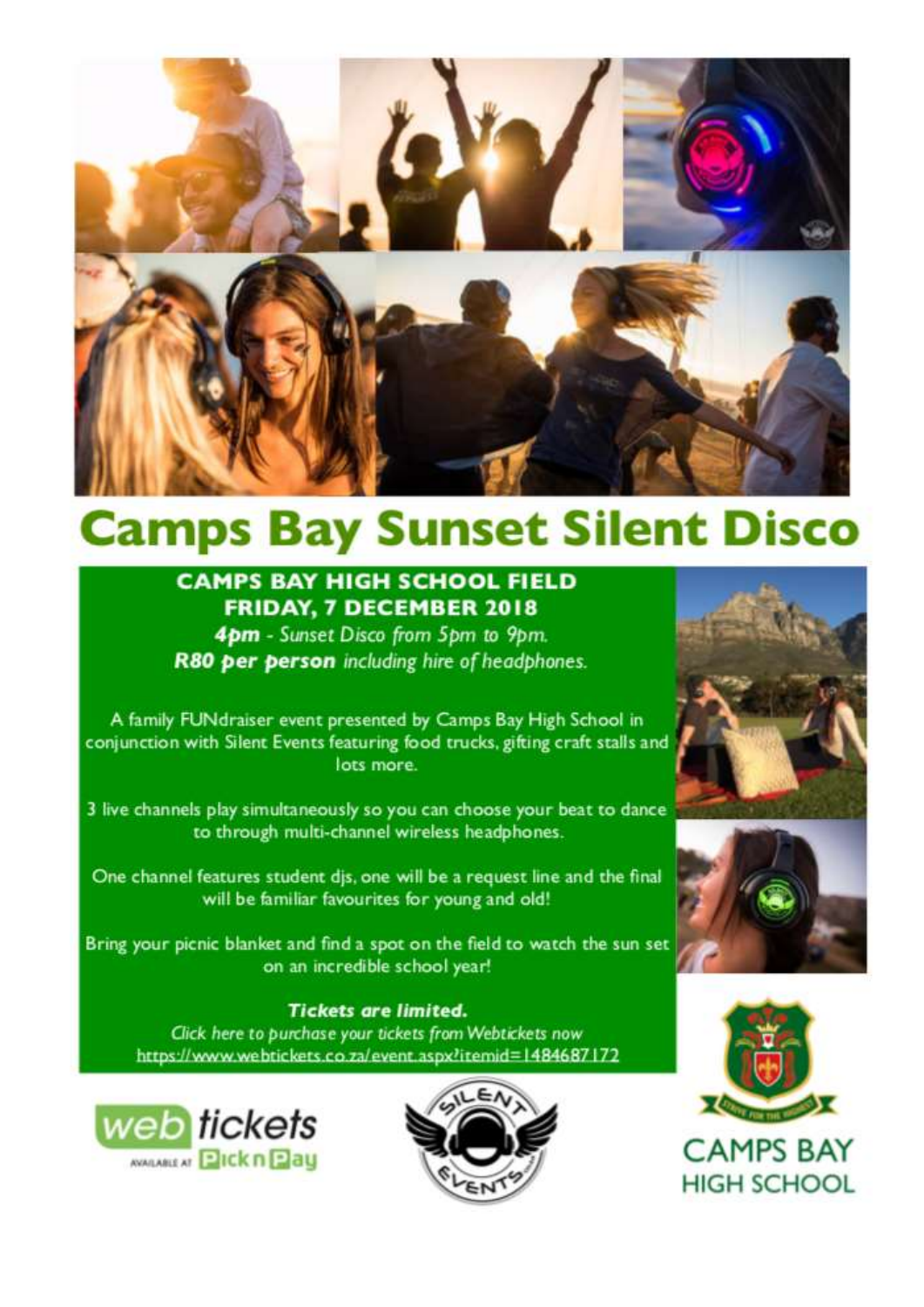# Camps Bay Sunset Silent Disco

**CAMPS BAY HIGH SCHOOL FIELD**
**FRIDAY, 7 DECEMBER 2018**

***4pm*** *- Sunset Disco from 5pm to 9pm.*
***R80 per person*** *including hire of headphones.*

A family FUNdraiser event presented by Camps Bay High School in conjunction with Silent Events featuring food trucks, gifting craft stalls and lots more.

3 live channels play simultaneously so you can choose your beat to dance to through multi-channel wireless headphones.

One channel features student djs, one will be a request line and the final will be familiar favourites for young and old!

Bring your picnic blanket and find a spot on the field to watch the sun set on an incredible school year!

***Tickets are limited.***
*Click here to purchase your tickets from Webtickets now*
https://www.webtickets.co.za/event.aspx?itemid=1484687172

web tickets AVAILABLE AT Pick n Pay

SILENT EVENTS

STRIVE FOR THE HIGHEST

CAMPS BAY HIGH SCHOOL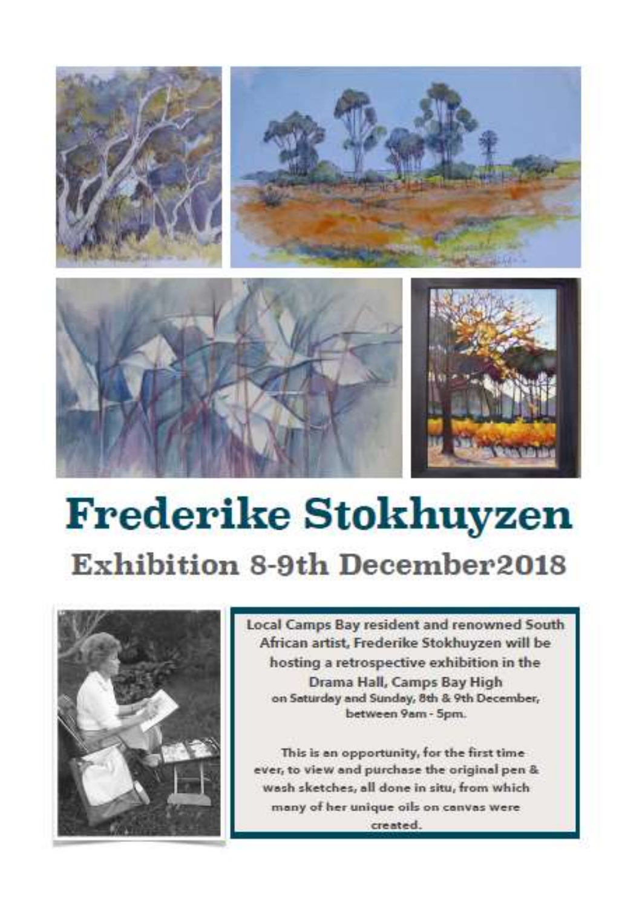# Frederike Stokhuyzen

## Exhibition 8-9th December2018

Local Camps Bay resident and renowned South African artist, Frederike Stokhuyzen will be hosting a retrospective exhibition in the Drama Hall, Camps Bay High on Saturday and Sunday, 8th & 9th December, between 9am - 5pm.

This is an opportunity, for the first time ever, to view and purchase the original pen & wash sketches, all done in situ, from which many of her unique oils on canvas were created.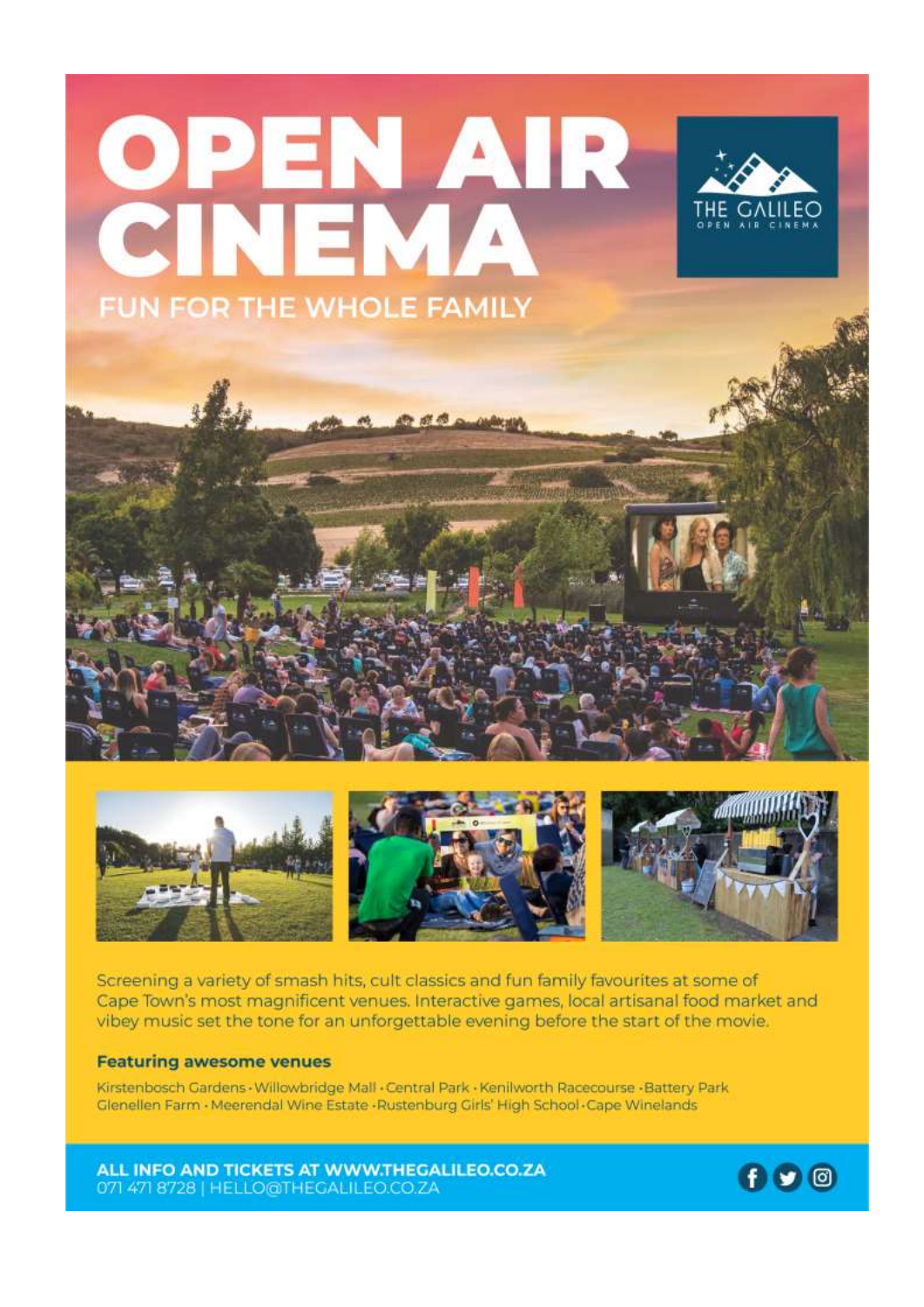# OPEN AIR CINEMA

## FUN FOR THE WHOLE FAMILY

THE GALILEO
OPEN AIR CINEMA

Screening a variety of smash hits, cult classics and fun family favourites at some of Cape Town's most magnificent venues. Interactive games, local artisanal food market and vibey music set the tone for an unforgettable evening before the start of the movie.

**Featuring awesome venues**

Kirstenbosch Gardens · Willowbridge Mall · Central Park · Kenilworth Racecourse · Battery Park
Glenellen Farm · Meerendal Wine Estate · Rustenburg Girls' High School · Cape Winelands

**ALL INFO AND TICKETS AT WWW.THEGALILEO.CO.ZA**
071 471 8728 | HELLO@THEGALILEO.CO.ZA